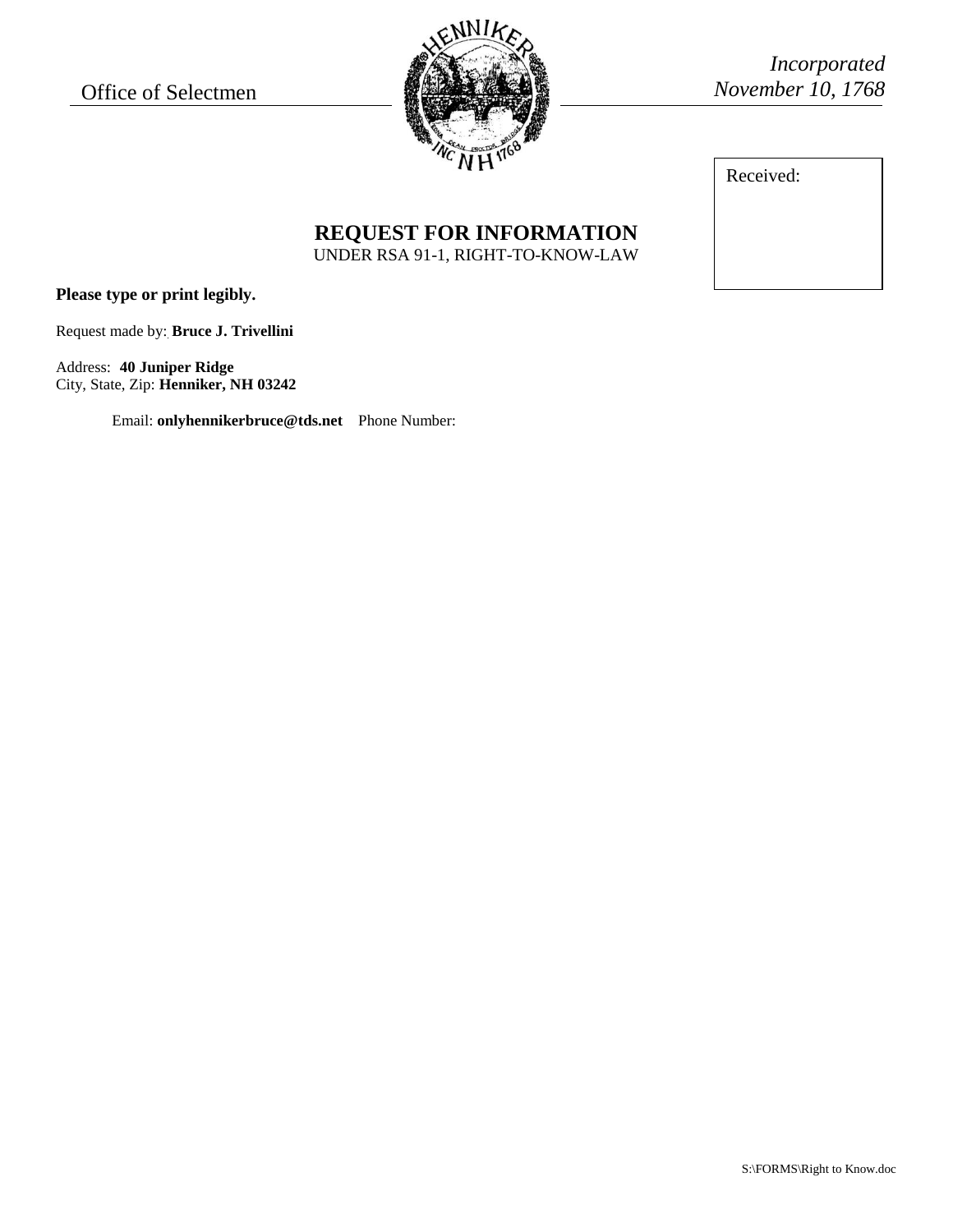Office of Selectmen

*Incorporated November 10, 1768*

Received:

## REQUEST FOR INFORMATION

UNDER RSA 91-1, RIGHT-TO-KNOW-LAW

**Please type or print legibly.**

Request made by: **Bruce J. Trivellini**

Address: **40 Juniper Ridge**
City, State, Zip: **Henniker, NH 03242**

Email: **onlyhennikerbruce@tds.net** Phone Number:

S:\FORMS\Right to Know.doc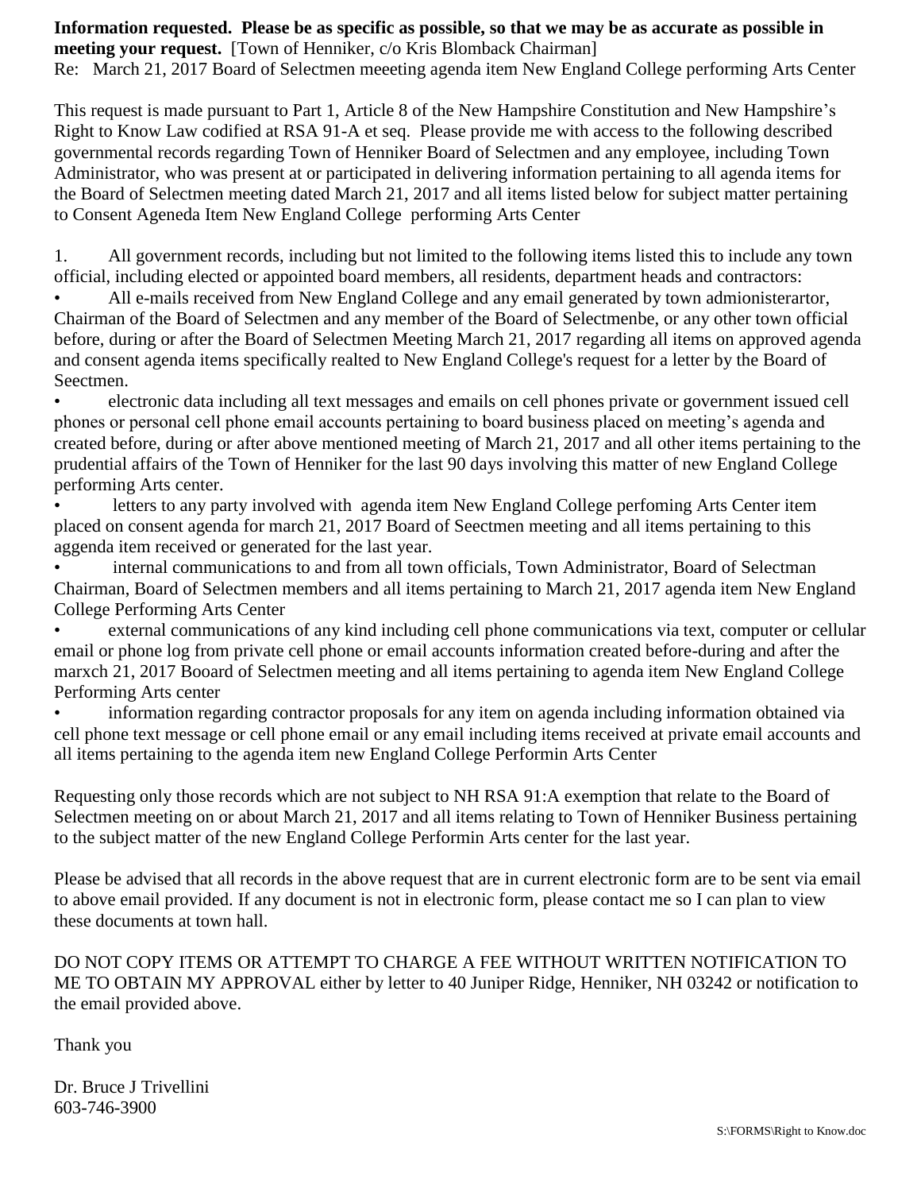**Information requested. Please be as specific as possible, so that we may be as accurate as possible in meeting your request.** [Town of Henniker, c/o Kris Blomback Chairman]
Re: March 21, 2017 Board of Selectmen meeeting agenda item New England College performing Arts Center

This request is made pursuant to Part 1, Article 8 of the New Hampshire Constitution and New Hampshire's Right to Know Law codified at RSA 91-A et seq. Please provide me with access to the following described governmental records regarding Town of Henniker Board of Selectmen and any employee, including Town Administrator, who was present at or participated in delivering information pertaining to all agenda items for the Board of Selectmen meeting dated March 21, 2017 and all items listed below for subject matter pertaining to Consent Ageneda Item New England College performing Arts Center

1. All government records, including but not limited to the following items listed this to include any town official, including elected or appointed board members, all residents, department heads and contractors:

- All e-mails received from New England College and any email generated by town admionisterartor, Chairman of the Board of Selectmen and any member of the Board of Selectmenbe, or any other town official before, during or after the Board of Selectmen Meeting March 21, 2017 regarding all items on approved agenda and consent agenda items specifically realted to New England College's request for a letter by the Board of Seectmen.
- electronic data including all text messages and emails on cell phones private or government issued cell phones or personal cell phone email accounts pertaining to board business placed on meeting's agenda and created before, during or after above mentioned meeting of March 21, 2017 and all other items pertaining to the prudential affairs of the Town of Henniker for the last 90 days involving this matter of new England College performing Arts center.
- letters to any party involved with agenda item New England College perfoming Arts Center item placed on consent agenda for march 21, 2017 Board of Seectmen meeting and all items pertaining to this aggenda item received or generated for the last year.
- internal communications to and from all town officials, Town Administrator, Board of Selectman Chairman, Board of Selectmen members and all items pertaining to March 21, 2017 agenda item New England College Performing Arts Center
- external communications of any kind including cell phone communications via text, computer or cellular email or phone log from private cell phone or email accounts information created before-during and after the marxch 21, 2017 Booard of Selectmen meeting and all items pertaining to agenda item New England College Performing Arts center
- information regarding contractor proposals for any item on agenda including information obtained via cell phone text message or cell phone email or any email including items received at private email accounts and all items pertaining to the agenda item new England College Performin Arts Center

Requesting only those records which are not subject to NH RSA 91:A exemption that relate to the Board of Selectmen meeting on or about March 21, 2017 and all items relating to Town of Henniker Business pertaining to the subject matter of the new England College Performin Arts center for the last year.

Please be advised that all records in the above request that are in current electronic form are to be sent via email to above email provided. If any document is not in electronic form, please contact me so I can plan to view these documents at town hall.

DO NOT COPY ITEMS OR ATTEMPT TO CHARGE A FEE WITHOUT WRITTEN NOTIFICATION TO ME TO OBTAIN MY APPROVAL either by letter to 40 Juniper Ridge, Henniker, NH 03242 or notification to the email provided above.

Thank you

Dr. Bruce J Trivellini
603-746-3900

S:\FORMS\Right to Know.doc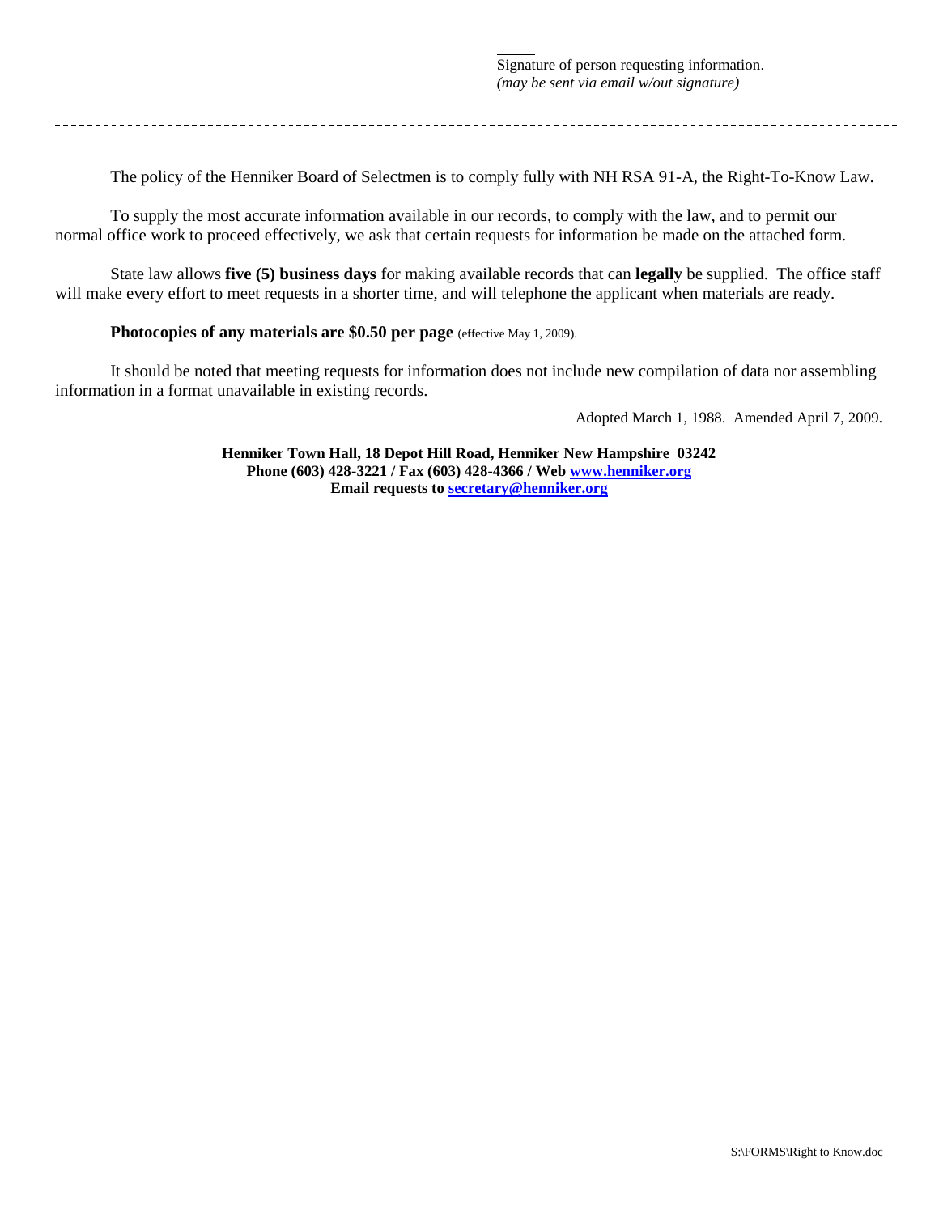Signature of person requesting information.
*(may be sent via email w/out signature)*

---

The policy of the Henniker Board of Selectmen is to comply fully with NH RSA 91-A, the Right-To-Know Law.

To supply the most accurate information available in our records, to comply with the law, and to permit our normal office work to proceed effectively, we ask that certain requests for information be made on the attached form.

State law allows **five (5) business days** for making available records that can **legally** be supplied. The office staff will make every effort to meet requests in a shorter time, and will telephone the applicant when materials are ready.

**Photocopies of any materials are $0.50 per page** (effective May 1, 2009).

It should be noted that meeting requests for information does not include new compilation of data nor assembling information in a format unavailable in existing records.

Adopted March 1, 1988. Amended April 7, 2009.

**Henniker Town Hall, 18 Depot Hill Road, Henniker New Hampshire 03242**
**Phone (603) 428-3221 / Fax (603) 428-4366 / Web [www.henniker.org](http://www.henniker.org)**
**Email requests to [secretary@henniker.org](mailto:secretary@henniker.org)**

S:\FORMS\Right to Know.doc